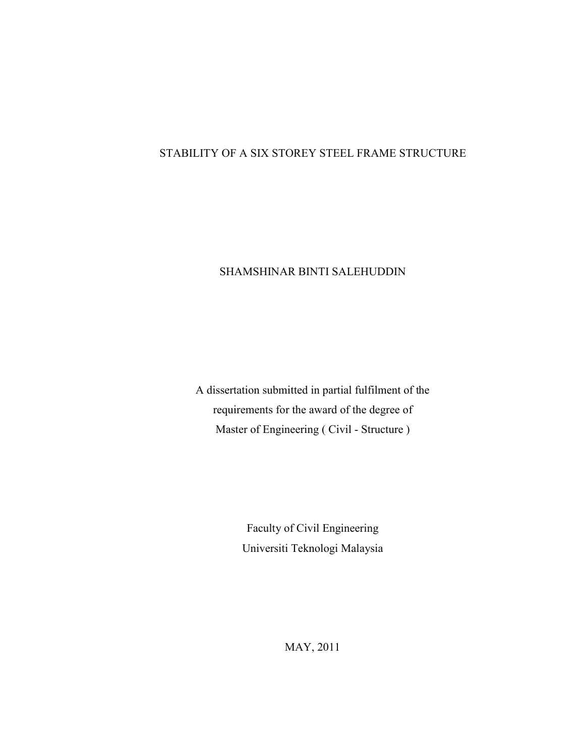# STABILITY OF A SIX STOREY STEEL FRAME STRUCTURE

SHAMSHINAR BINTI SALEHUDDIN

A dissertation submitted in partial fulfilment of the
requirements for the award of the degree of
Master of Engineering ( Civil - Structure )

Faculty of Civil Engineering
Universiti Teknologi Malaysia

MAY, 2011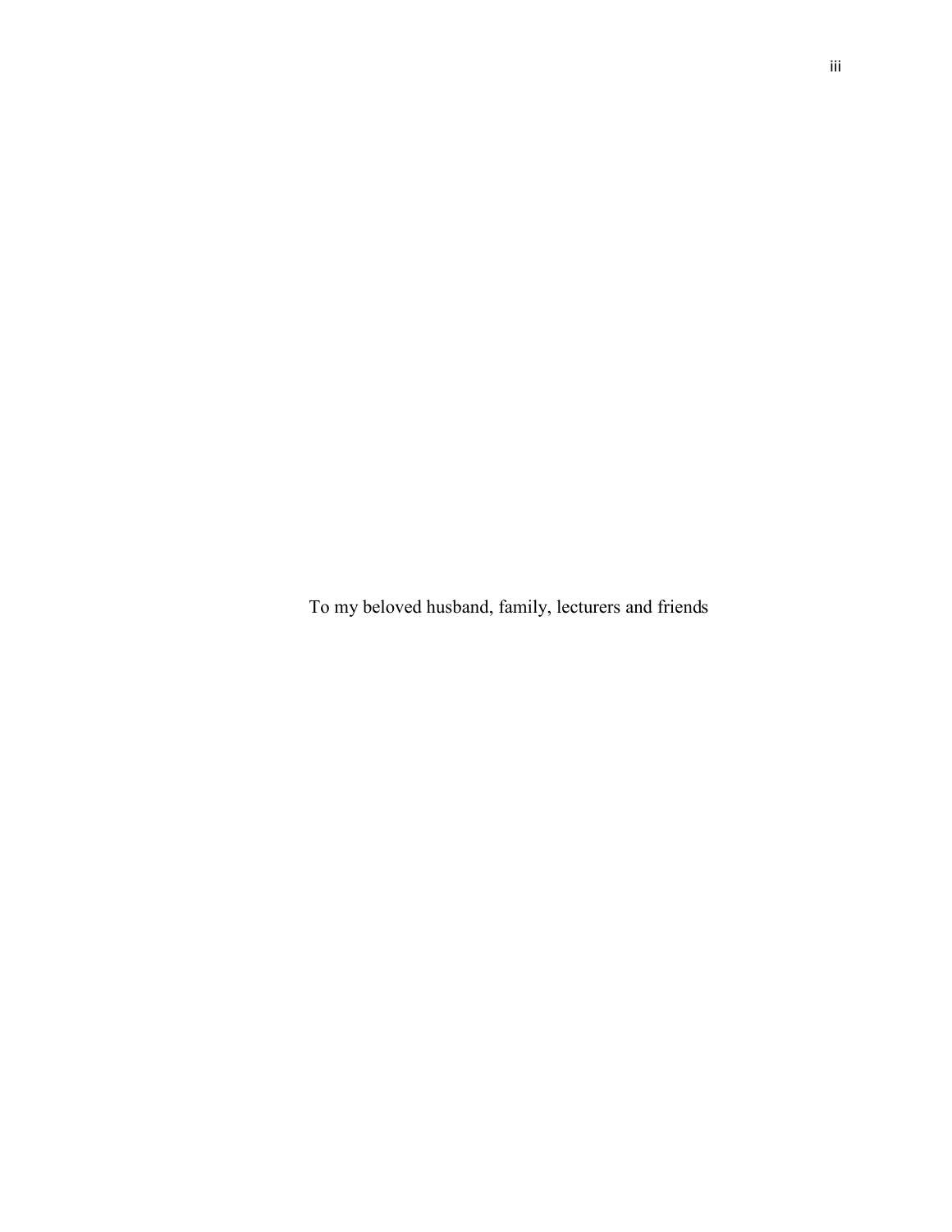To my beloved husband, family, lecturers and friends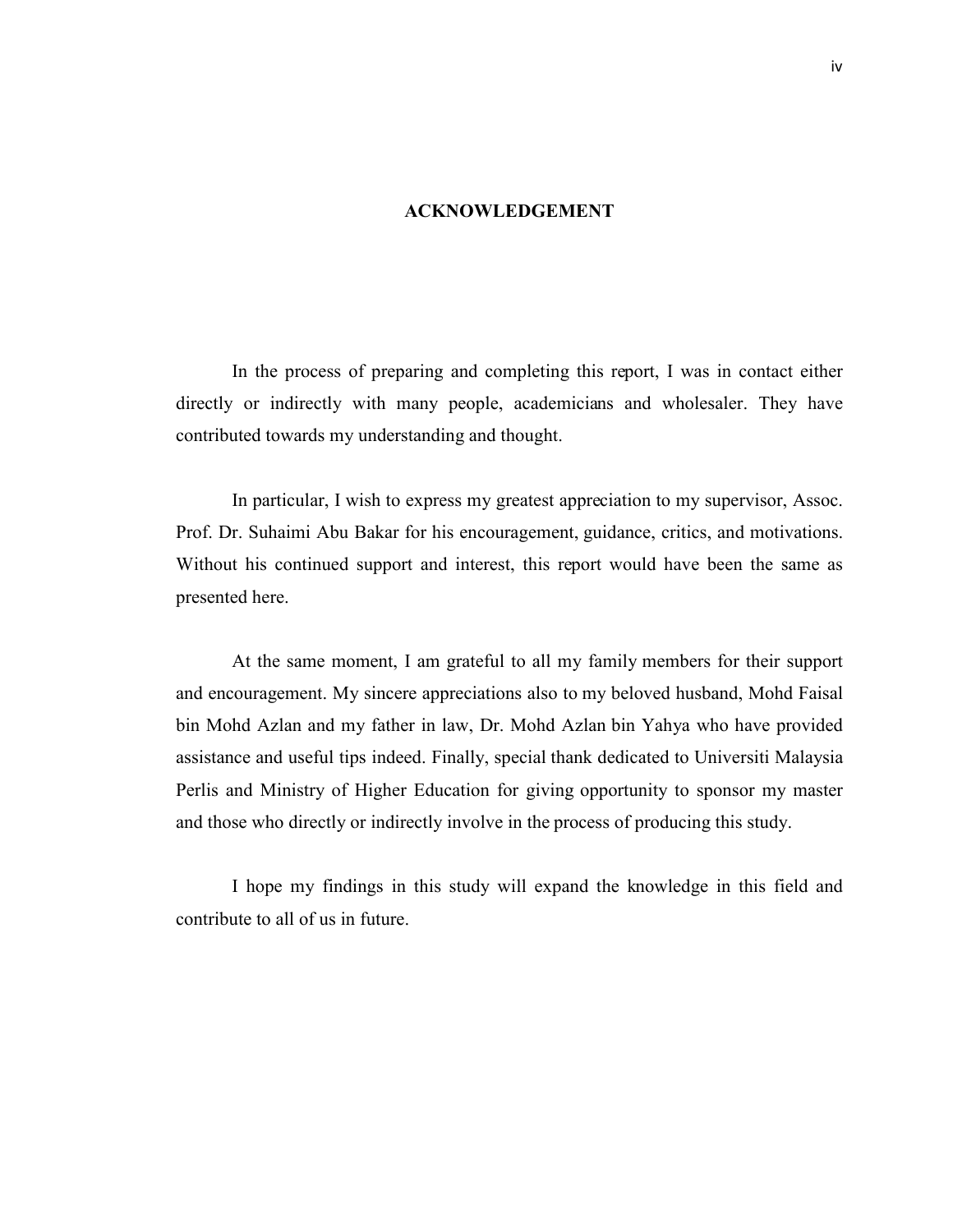# ACKNOWLEDGEMENT

In the process of preparing and completing this report, I was in contact either directly or indirectly with many people, academicians and wholesaler. They have contributed towards my understanding and thought.

In particular, I wish to express my greatest appreciation to my supervisor, Assoc. Prof. Dr. Suhaimi Abu Bakar for his encouragement, guidance, critics, and motivations. Without his continued support and interest, this report would have been the same as presented here.

At the same moment, I am grateful to all my family members for their support and encouragement. My sincere appreciations also to my beloved husband, Mohd Faisal bin Mohd Azlan and my father in law, Dr. Mohd Azlan bin Yahya who have provided assistance and useful tips indeed. Finally, special thank dedicated to Universiti Malaysia Perlis and Ministry of Higher Education for giving opportunity to sponsor my master and those who directly or indirectly involve in the process of producing this study.

I hope my findings in this study will expand the knowledge in this field and contribute to all of us in future.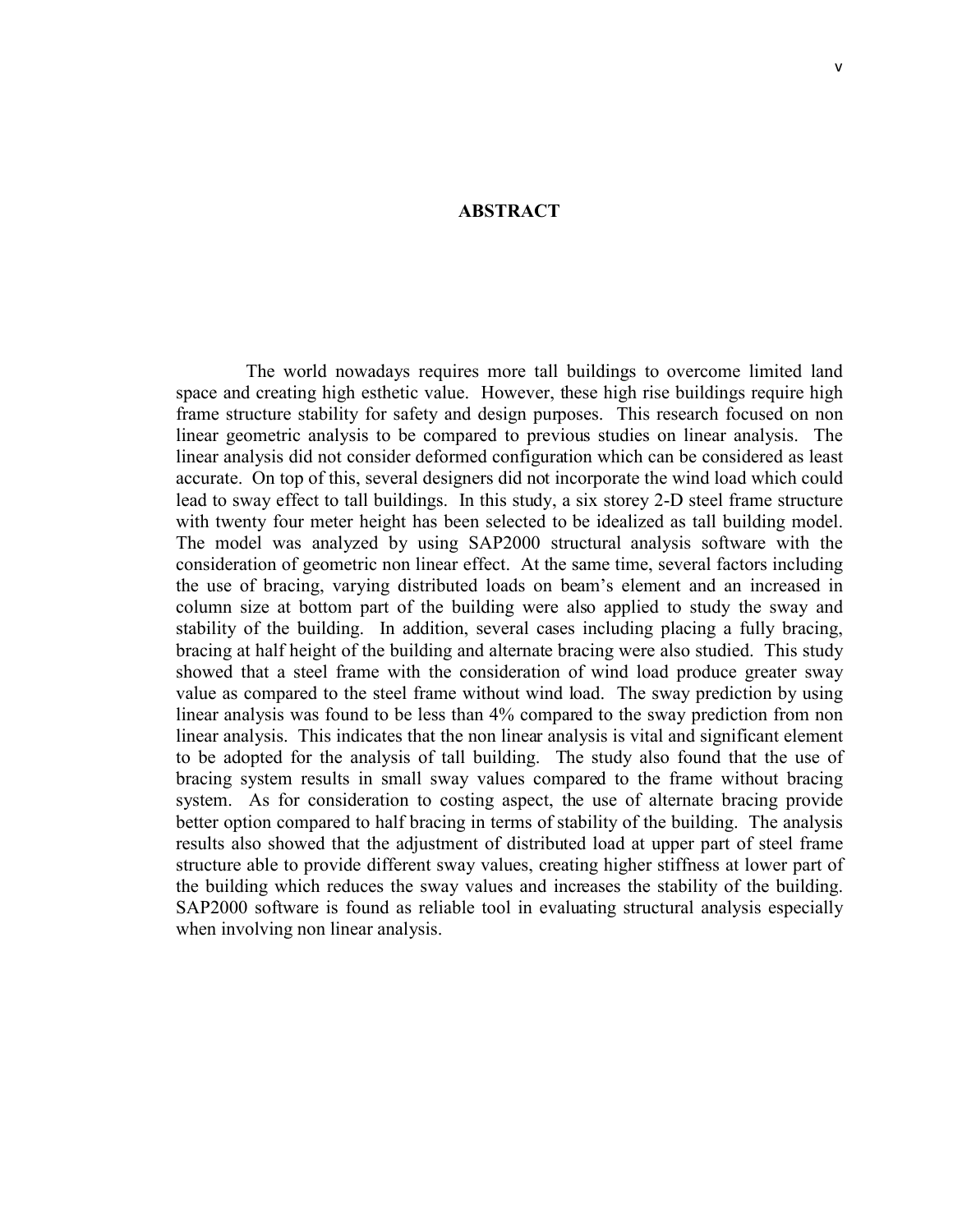# ABSTRACT

The world nowadays requires more tall buildings to overcome limited land space and creating high esthetic value. However, these high rise buildings require high frame structure stability for safety and design purposes. This research focused on non linear geometric analysis to be compared to previous studies on linear analysis. The linear analysis did not consider deformed configuration which can be considered as least accurate. On top of this, several designers did not incorporate the wind load which could lead to sway effect to tall buildings. In this study, a six storey 2-D steel frame structure with twenty four meter height has been selected to be idealized as tall building model. The model was analyzed by using SAP2000 structural analysis software with the consideration of geometric non linear effect. At the same time, several factors including the use of bracing, varying distributed loads on beam's element and an increased in column size at bottom part of the building were also applied to study the sway and stability of the building. In addition, several cases including placing a fully bracing, bracing at half height of the building and alternate bracing were also studied. This study showed that a steel frame with the consideration of wind load produce greater sway value as compared to the steel frame without wind load. The sway prediction by using linear analysis was found to be less than 4% compared to the sway prediction from non linear analysis. This indicates that the non linear analysis is vital and significant element to be adopted for the analysis of tall building. The study also found that the use of bracing system results in small sway values compared to the frame without bracing system. As for consideration to costing aspect, the use of alternate bracing provide better option compared to half bracing in terms of stability of the building. The analysis results also showed that the adjustment of distributed load at upper part of steel frame structure able to provide different sway values, creating higher stiffness at lower part of the building which reduces the sway values and increases the stability of the building. SAP2000 software is found as reliable tool in evaluating structural analysis especially when involving non linear analysis.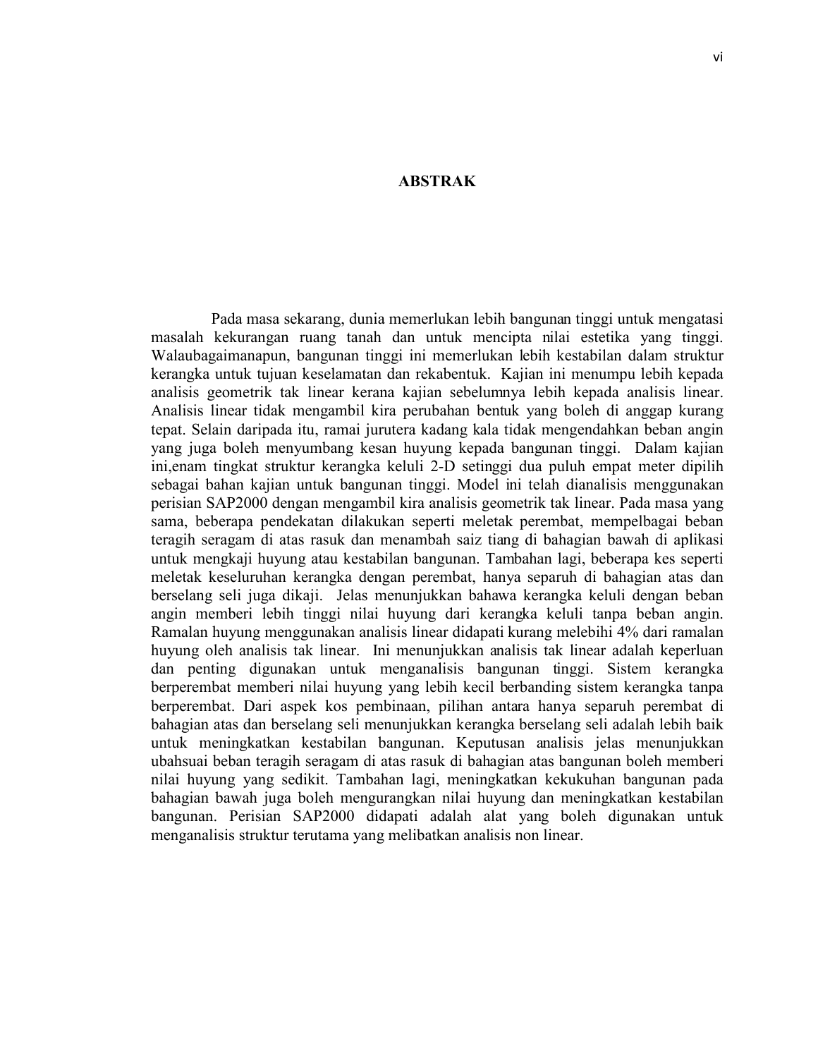# ABSTRAK

Pada masa sekarang, dunia memerlukan lebih bangunan tinggi untuk mengatasi masalah kekurangan ruang tanah dan untuk mencipta nilai estetika yang tinggi. Walaubagaimanapun, bangunan tinggi ini memerlukan lebih kestabilan dalam struktur kerangka untuk tujuan keselamatan dan rekabentuk. Kajian ini menumpu lebih kepada analisis geometrik tak linear kerana kajian sebelumnya lebih kepada analisis linear. Analisis linear tidak mengambil kira perubahan bentuk yang boleh di anggap kurang tepat. Selain daripada itu, ramai jurutera kadang kala tidak mengendahkan beban angin yang juga boleh menyumbang kesan huyung kepada bangunan tinggi. Dalam kajian ini,enam tingkat struktur kerangka keluli 2-D setinggi dua puluh empat meter dipilih sebagai bahan kajian untuk bangunan tinggi. Model ini telah dianalisis menggunakan perisian SAP2000 dengan mengambil kira analisis geometrik tak linear. Pada masa yang sama, beberapa pendekatan dilakukan seperti meletak perembat, mempelbagai beban teragih seragam di atas rasuk dan menambah saiz tiang di bahagian bawah di aplikasi untuk mengkaji huyung atau kestabilan bangunan. Tambahan lagi, beberapa kes seperti meletak keseluruhan kerangka dengan perembat, hanya separuh di bahagian atas dan berselang seli juga dikaji. Jelas menunjukkan bahawa kerangka keluli dengan beban angin memberi lebih tinggi nilai huyung dari kerangka keluli tanpa beban angin. Ramalan huyung menggunakan analisis linear didapati kurang melebihi 4% dari ramalan huyung oleh analisis tak linear. Ini menunjukkan analisis tak linear adalah keperluan dan penting digunakan untuk menganalisis bangunan tinggi. Sistem kerangka berperembat memberi nilai huyung yang lebih kecil berbanding sistem kerangka tanpa berperembat. Dari aspek kos pembinaan, pilihan antara hanya separuh perembat di bahagian atas dan berselang seli menunjukkan kerangka berselang seli adalah lebih baik untuk meningkatkan kestabilan bangunan. Keputusan analisis jelas menunjukkan ubahsuai beban teragih seragam di atas rasuk di bahagian atas bangunan boleh memberi nilai huyung yang sedikit. Tambahan lagi, meningkatkan kekukuhan bangunan pada bahagian bawah juga boleh mengurangkan nilai huyung dan meningkatkan kestabilan bangunan. Perisian SAP2000 didapati adalah alat yang boleh digunakan untuk menganalisis struktur terutama yang melibatkan analisis non linear.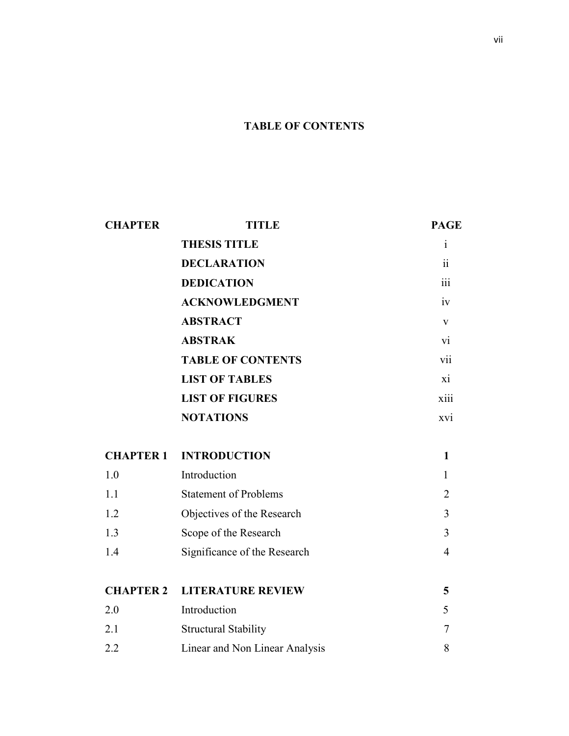# TABLE OF CONTENTS

| CHAPTER | TITLE | PAGE |
|---|---|---|
| | **THESIS TITLE** | i |
| | **DECLARATION** | ii |
| | **DEDICATION** | iii |
| | **ACKNOWLEDGMENT** | iv |
| | **ABSTRACT** | v |
| | **ABSTRAK** | vi |
| | **TABLE OF CONTENTS** | vii |
| | **LIST OF TABLES** | xi |
| | **LIST OF FIGURES** | xiii |
| | **NOTATIONS** | xvi |
| **CHAPTER 1** | **INTRODUCTION** | **1** |
| 1.0 | Introduction | 1 |
| 1.1 | Statement of Problems | 2 |
| 1.2 | Objectives of the Research | 3 |
| 1.3 | Scope of the Research | 3 |
| 1.4 | Significance of the Research | 4 |
| **CHAPTER 2** | **LITERATURE REVIEW** | **5** |
| 2.0 | Introduction | 5 |
| 2.1 | Structural Stability | 7 |
| 2.2 | Linear and Non Linear Analysis | 8 |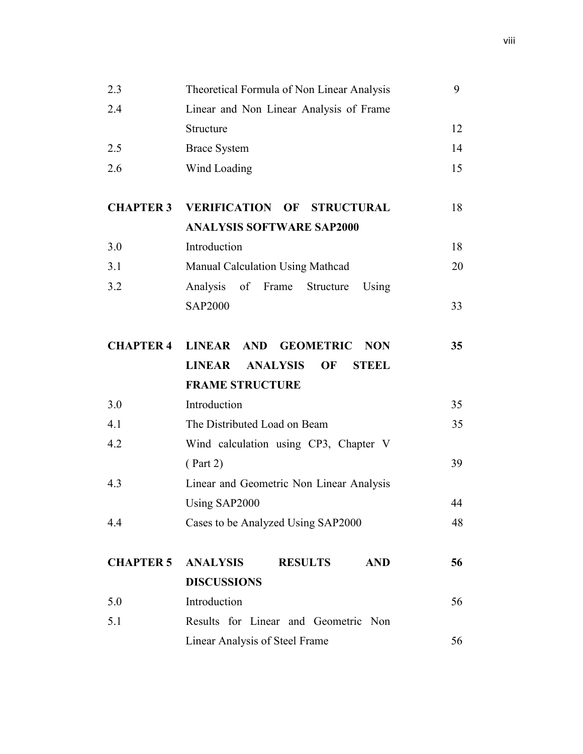| | | |
|---|---|---|
| 2.3 | Theoretical Formula of Non Linear Analysis | 9 |
| 2.4 | Linear and Non Linear Analysis of Frame Structure | 12 |
| 2.5 | Brace System | 14 |
| 2.6 | Wind Loading | 15 |
| **CHAPTER 3** | **VERIFICATION OF STRUCTURAL ANALYSIS SOFTWARE SAP2000** | 18 |
| 3.0 | Introduction | 18 |
| 3.1 | Manual Calculation Using Mathcad | 20 |
| 3.2 | Analysis of Frame Structure Using SAP2000 | 33 |
| **CHAPTER 4** | **LINEAR AND GEOMETRIC NON LINEAR ANALYSIS OF STEEL FRAME STRUCTURE** | **35** |
| 3.0 | Introduction | 35 |
| 4.1 | The Distributed Load on Beam | 35 |
| 4.2 | Wind calculation using CP3, Chapter V ( Part 2) | 39 |
| 4.3 | Linear and Geometric Non Linear Analysis Using SAP2000 | 44 |
| 4.4 | Cases to be Analyzed Using SAP2000 | 48 |
| **CHAPTER 5** | **ANALYSIS RESULTS AND DISCUSSIONS** | **56** |
| 5.0 | Introduction | 56 |
| 5.1 | Results for Linear and Geometric Non Linear Analysis of Steel Frame | 56 |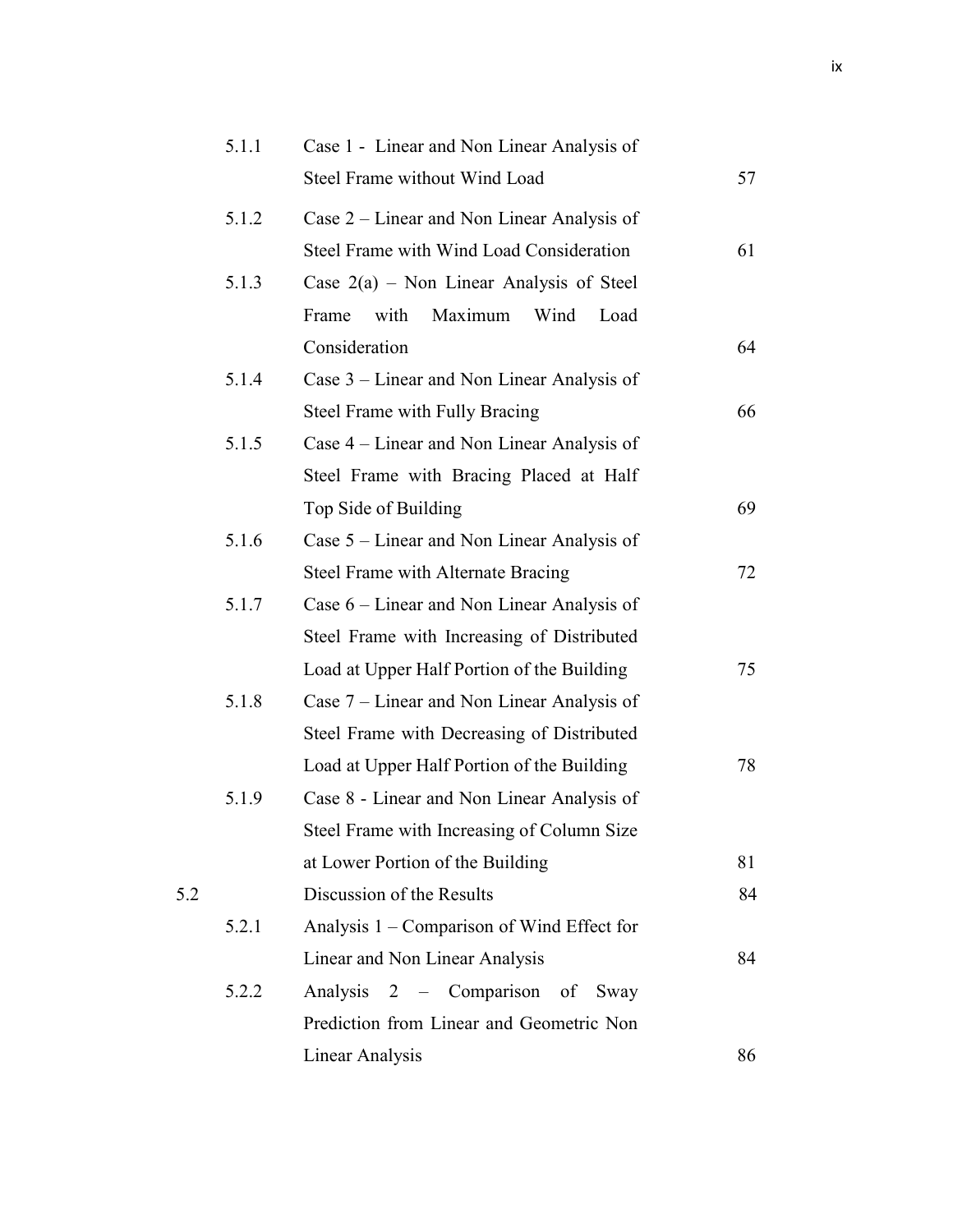| | | | |
|---|---|---|---|
| | 5.1.1 | Case 1 - Linear and Non Linear Analysis of Steel Frame without Wind Load | 57 |
| | 5.1.2 | Case 2 – Linear and Non Linear Analysis of Steel Frame with Wind Load Consideration | 61 |
| | 5.1.3 | Case 2(a) – Non Linear Analysis of Steel Frame with Maximum Wind Load Consideration | 64 |
| | 5.1.4 | Case 3 – Linear and Non Linear Analysis of Steel Frame with Fully Bracing | 66 |
| | 5.1.5 | Case 4 – Linear and Non Linear Analysis of Steel Frame with Bracing Placed at Half Top Side of Building | 69 |
| | 5.1.6 | Case 5 – Linear and Non Linear Analysis of Steel Frame with Alternate Bracing | 72 |
| | 5.1.7 | Case 6 – Linear and Non Linear Analysis of Steel Frame with Increasing of Distributed Load at Upper Half Portion of the Building | 75 |
| | 5.1.8 | Case 7 – Linear and Non Linear Analysis of Steel Frame with Decreasing of Distributed Load at Upper Half Portion of the Building | 78 |
| | 5.1.9 | Case 8 - Linear and Non Linear Analysis of Steel Frame with Increasing of Column Size at Lower Portion of the Building | 81 |
| 5.2 | | Discussion of the Results | 84 |
| | 5.2.1 | Analysis 1 – Comparison of Wind Effect for Linear and Non Linear Analysis | 84 |
| | 5.2.2 | Analysis 2 – Comparison of Sway Prediction from Linear and Geometric Non Linear Analysis | 86 |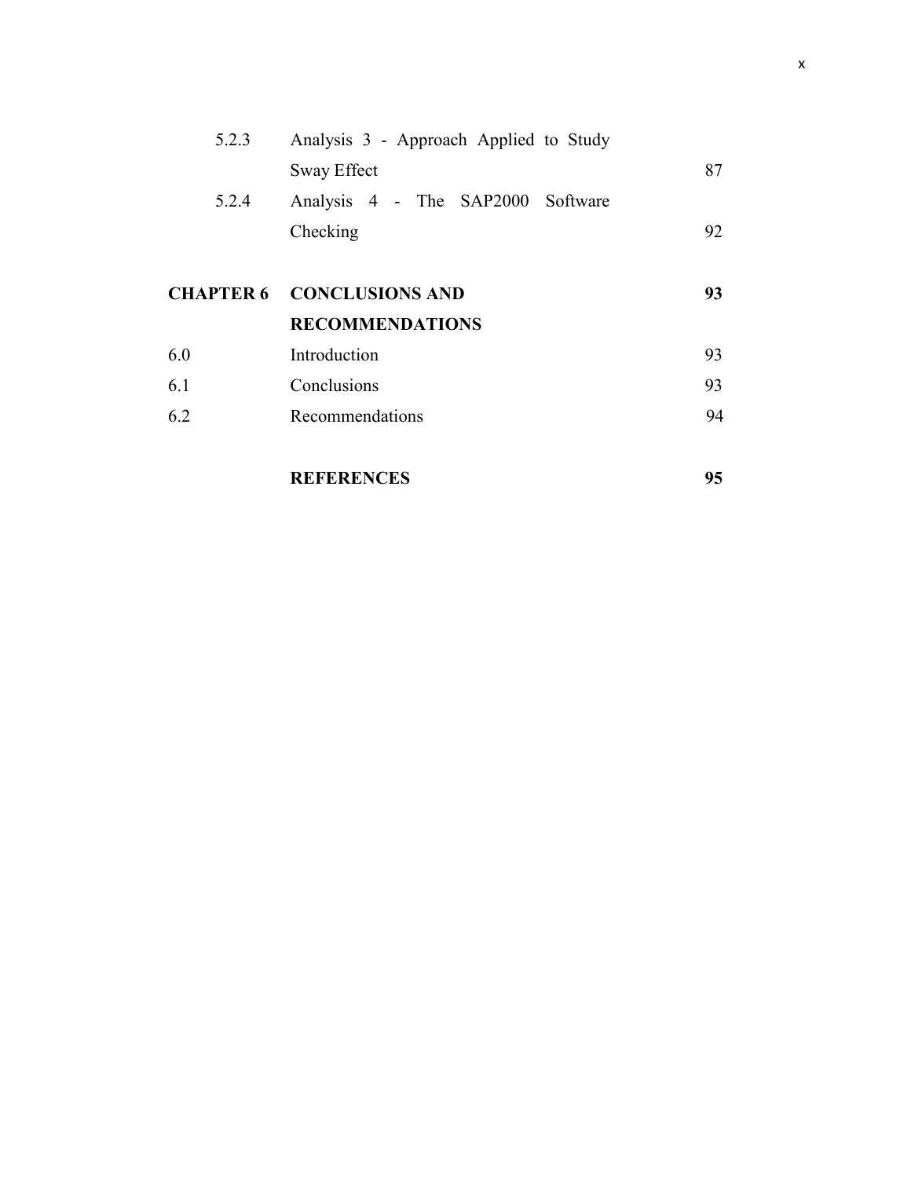| | | |
|---|---|---|
| 5.2.3 | Analysis 3 - Approach Applied to Study Sway Effect | 87 |
| 5.2.4 | Analysis 4 - The SAP2000 Software Checking | 92 |
| | | |
| **CHAPTER 6** | **CONCLUSIONS AND RECOMMENDATIONS** | **93** |
| 6.0 | Introduction | 93 |
| 6.1 | Conclusions | 93 |
| 6.2 | Recommendations | 94 |
| | | |
| | **REFERENCES** | **95** |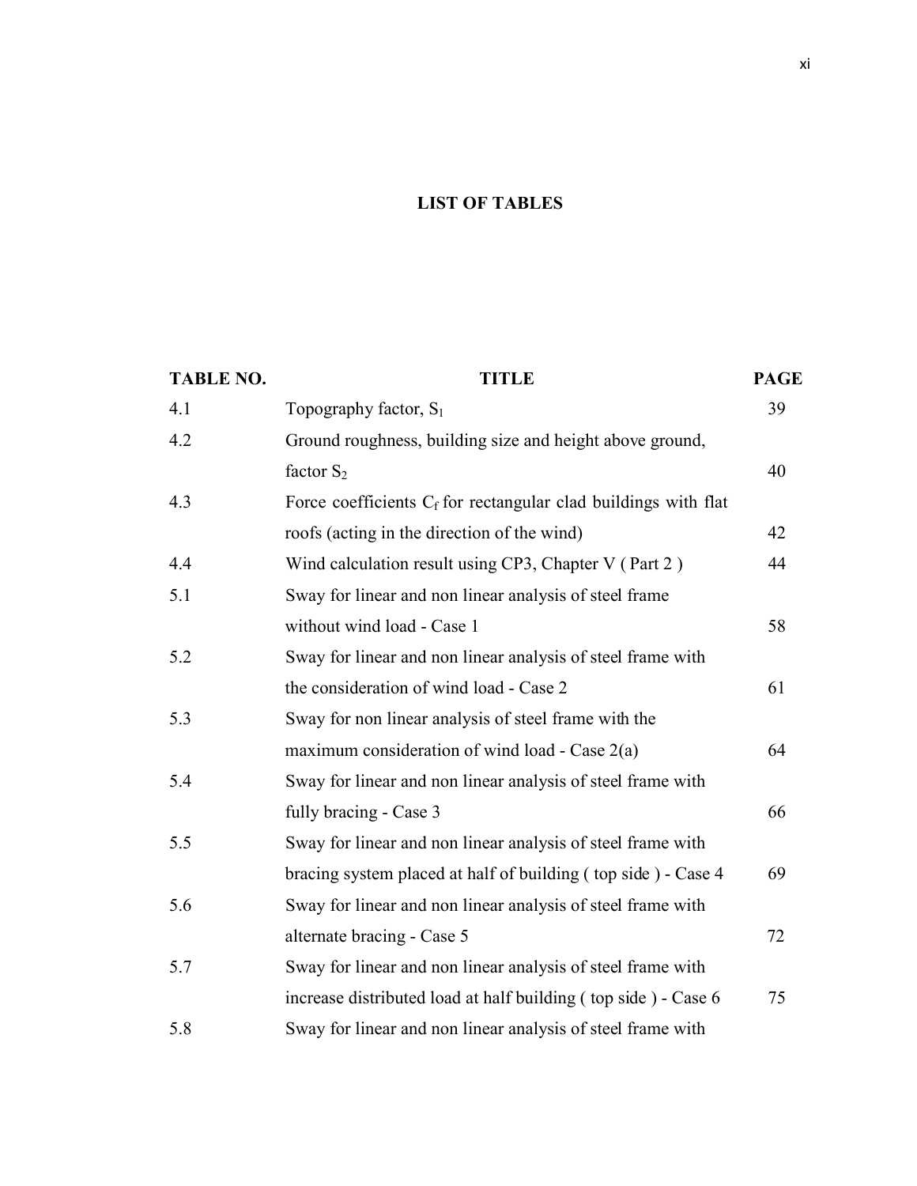# LIST OF TABLES

| TABLE NO. | TITLE | PAGE |
|---|---|---|
| 4.1 | Topography factor, $S_1$ | 39 |
| 4.2 | Ground roughness, building size and height above ground, factor $S_2$ | 40 |
| 4.3 | Force coefficients $C_f$ for rectangular clad buildings with flat roofs (acting in the direction of the wind) | 42 |
| 4.4 | Wind calculation result using CP3, Chapter V ( Part 2 ) | 44 |
| 5.1 | Sway for linear and non linear analysis of steel frame without wind load - Case 1 | 58 |
| 5.2 | Sway for linear and non linear analysis of steel frame with the consideration of wind load - Case 2 | 61 |
| 5.3 | Sway for non linear analysis of steel frame with the maximum consideration of wind load - Case 2(a) | 64 |
| 5.4 | Sway for linear and non linear analysis of steel frame with fully bracing - Case 3 | 66 |
| 5.5 | Sway for linear and non linear analysis of steel frame with bracing system placed at half of building ( top side ) - Case 4 | 69 |
| 5.6 | Sway for linear and non linear analysis of steel frame with alternate bracing - Case 5 | 72 |
| 5.7 | Sway for linear and non linear analysis of steel frame with increase distributed load at half building ( top side ) - Case 6 | 75 |
| 5.8 | Sway for linear and non linear analysis of steel frame with | |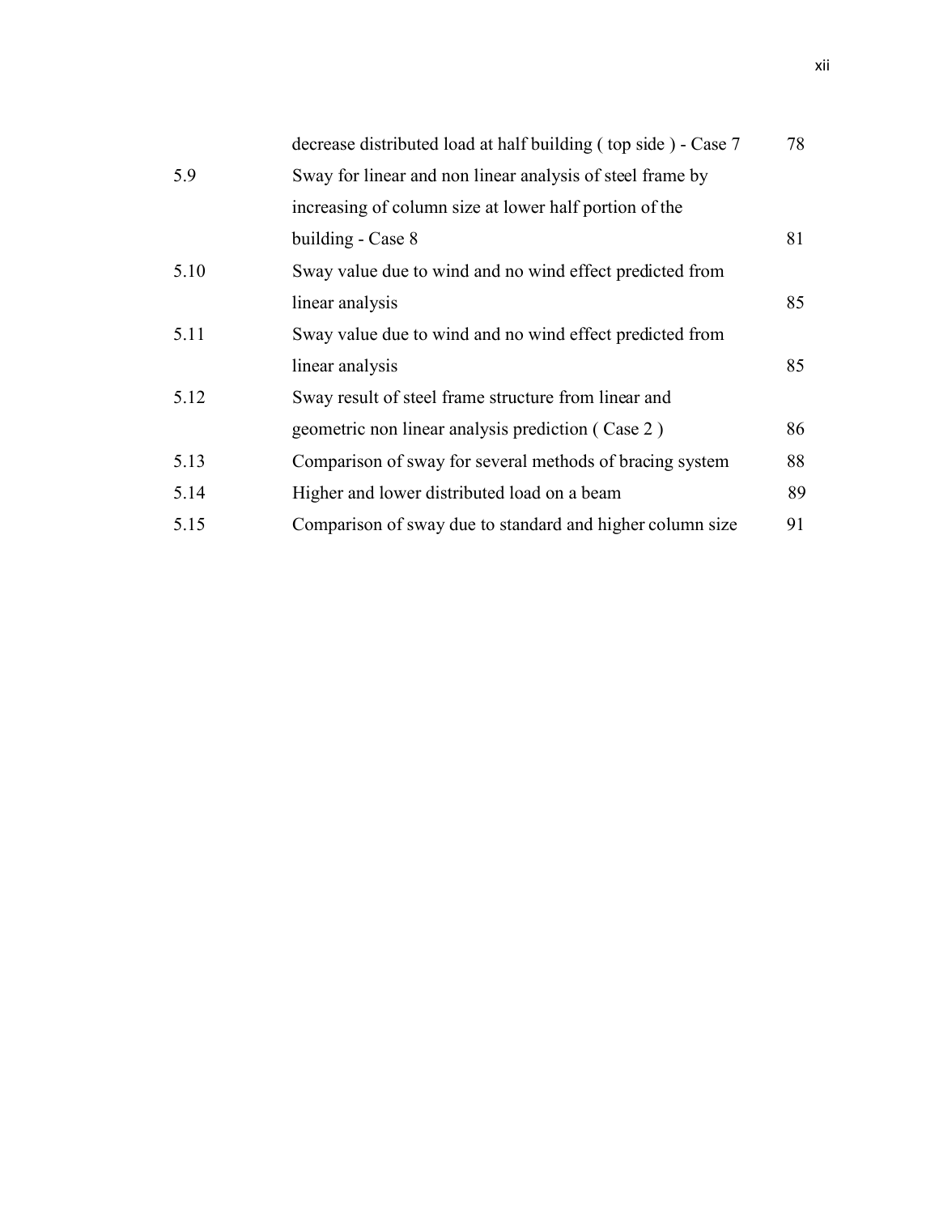| | | |
|---|---|---|
| | decrease distributed load at half building ( top side ) - Case 7 | 78 |
| 5.9 | Sway for linear and non linear analysis of steel frame by increasing of column size at lower half portion of the building - Case 8 | 81 |
| 5.10 | Sway value due to wind and no wind effect predicted from linear analysis | 85 |
| 5.11 | Sway value due to wind and no wind effect predicted from linear analysis | 85 |
| 5.12 | Sway result of steel frame structure from linear and geometric non linear analysis prediction ( Case 2 ) | 86 |
| 5.13 | Comparison of sway for several methods of bracing system | 88 |
| 5.14 | Higher and lower distributed load on a beam | 89 |
| 5.15 | Comparison of sway due to standard and higher column size | 91 |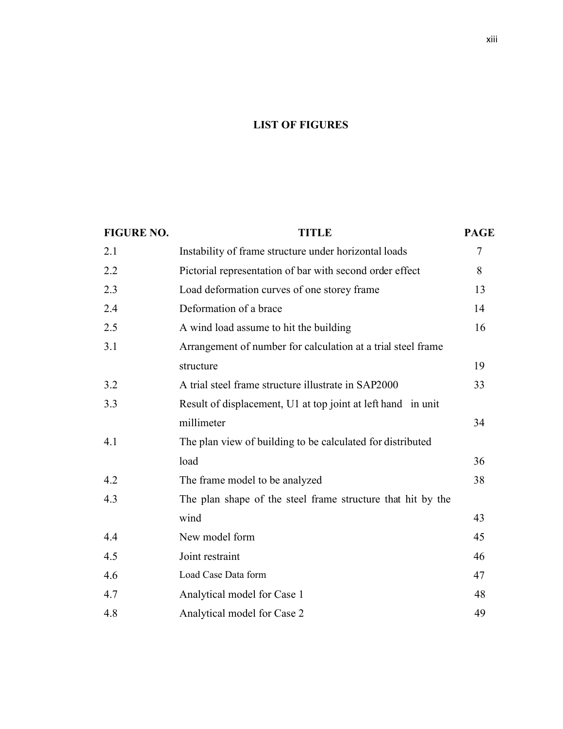# LIST OF FIGURES

| FIGURE NO. | TITLE | PAGE |
|---|---|---|
| 2.1 | Instability of frame structure under horizontal loads | 7 |
| 2.2 | Pictorial representation of bar with second order effect | 8 |
| 2.3 | Load deformation curves of one storey frame | 13 |
| 2.4 | Deformation of a brace | 14 |
| 2.5 | A wind load assume to hit the building | 16 |
| 3.1 | Arrangement of number for calculation at a trial steel frame structure | 19 |
| 3.2 | A trial steel frame structure illustrate in SAP2000 | 33 |
| 3.3 | Result of displacement, U1 at top joint at left hand in unit millimeter | 34 |
| 4.1 | The plan view of building to be calculated for distributed load | 36 |
| 4.2 | The frame model to be analyzed | 38 |
| 4.3 | The plan shape of the steel frame structure that hit by the wind | 43 |
| 4.4 | New model form | 45 |
| 4.5 | Joint restraint | 46 |
| 4.6 | Load Case Data form | 47 |
| 4.7 | Analytical model for Case 1 | 48 |
| 4.8 | Analytical model for Case 2 | 49 |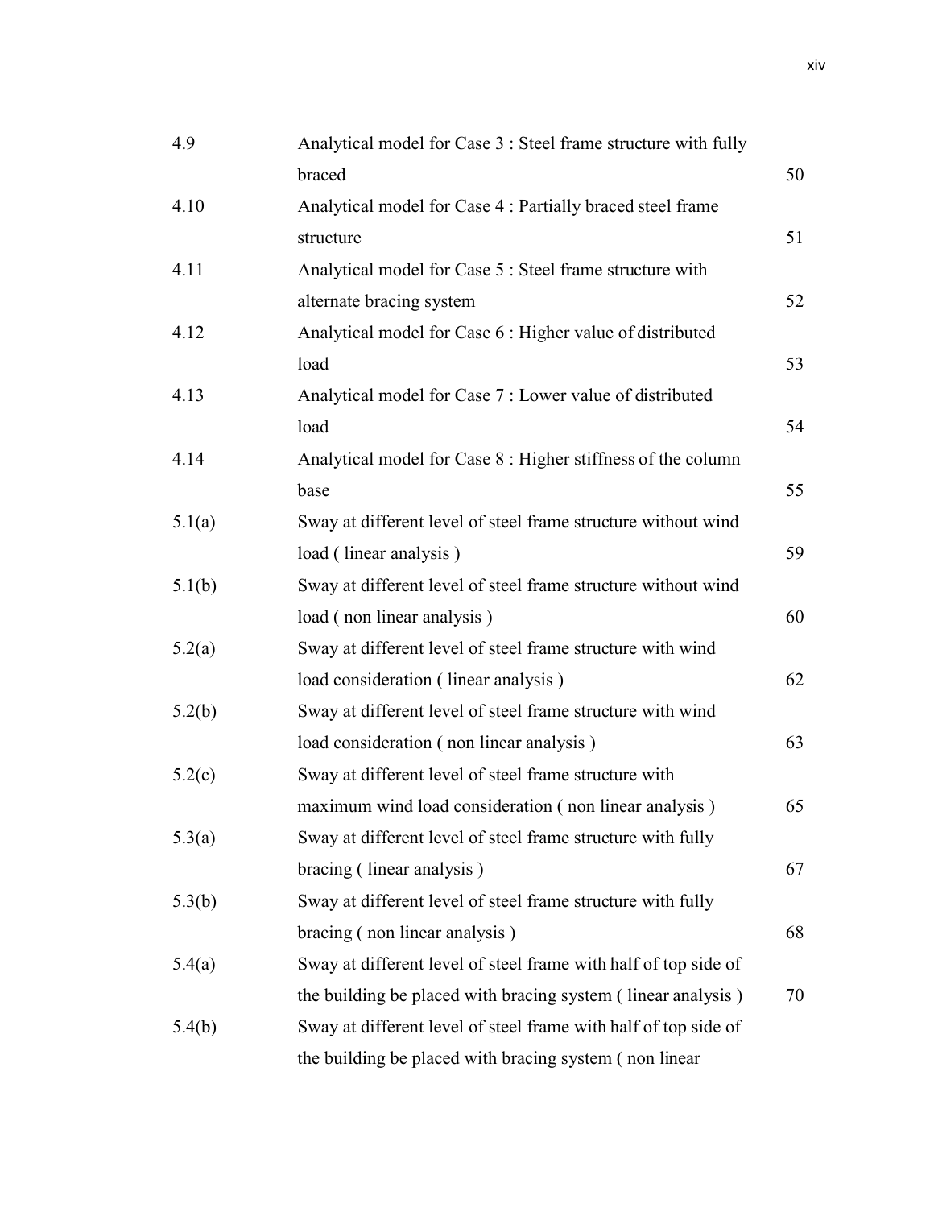| | | |
|---|---|---|
| 4.9 | Analytical model for Case 3 : Steel frame structure with fully braced | 50 |
| 4.10 | Analytical model for Case 4 : Partially braced steel frame structure | 51 |
| 4.11 | Analytical model for Case 5 : Steel frame structure with alternate bracing system | 52 |
| 4.12 | Analytical model for Case 6 : Higher value of distributed load | 53 |
| 4.13 | Analytical model for Case 7 : Lower value of distributed load | 54 |
| 4.14 | Analytical model for Case 8 : Higher stiffness of the column base | 55 |
| 5.1(a) | Sway at different level of steel frame structure without wind load ( linear analysis ) | 59 |
| 5.1(b) | Sway at different level of steel frame structure without wind load ( non linear analysis ) | 60 |
| 5.2(a) | Sway at different level of steel frame structure with wind load consideration ( linear analysis ) | 62 |
| 5.2(b) | Sway at different level of steel frame structure with wind load consideration ( non linear analysis ) | 63 |
| 5.2(c) | Sway at different level of steel frame structure with maximum wind load consideration ( non linear analysis ) | 65 |
| 5.3(a) | Sway at different level of steel frame structure with fully bracing ( linear analysis ) | 67 |
| 5.3(b) | Sway at different level of steel frame structure with fully bracing ( non linear analysis ) | 68 |
| 5.4(a) | Sway at different level of steel frame with half of top side of the building be placed with bracing system ( linear analysis ) | 70 |
| 5.4(b) | Sway at different level of steel frame with half of top side of the building be placed with bracing system ( non linear | |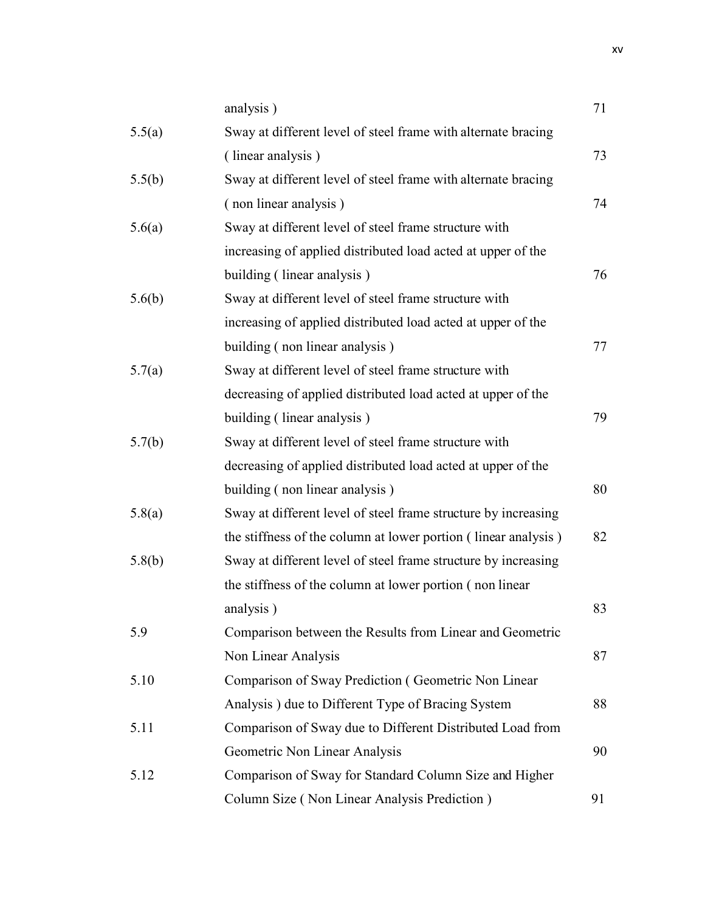| | | |
|---|---|---|
| | analysis ) | 71 |
| 5.5(a) | Sway at different level of steel frame with alternate bracing ( linear analysis ) | 73 |
| 5.5(b) | Sway at different level of steel frame with alternate bracing ( non linear analysis ) | 74 |
| 5.6(a) | Sway at different level of steel frame structure with increasing of applied distributed load acted at upper of the building ( linear analysis ) | 76 |
| 5.6(b) | Sway at different level of steel frame structure with increasing of applied distributed load acted at upper of the building ( non linear analysis ) | 77 |
| 5.7(a) | Sway at different level of steel frame structure with decreasing of applied distributed load acted at upper of the building ( linear analysis ) | 79 |
| 5.7(b) | Sway at different level of steel frame structure with decreasing of applied distributed load acted at upper of the building ( non linear analysis ) | 80 |
| 5.8(a) | Sway at different level of steel frame structure by increasing the stiffness of the column at lower portion ( linear analysis ) | 82 |
| 5.8(b) | Sway at different level of steel frame structure by increasing the stiffness of the column at lower portion ( non linear analysis ) | 83 |
| 5.9 | Comparison between the Results from Linear and Geometric Non Linear Analysis | 87 |
| 5.10 | Comparison of Sway Prediction ( Geometric Non Linear Analysis ) due to Different Type of Bracing System | 88 |
| 5.11 | Comparison of Sway due to Different Distributed Load from Geometric Non Linear Analysis | 90 |
| 5.12 | Comparison of Sway for Standard Column Size and Higher Column Size ( Non Linear Analysis Prediction ) | 91 |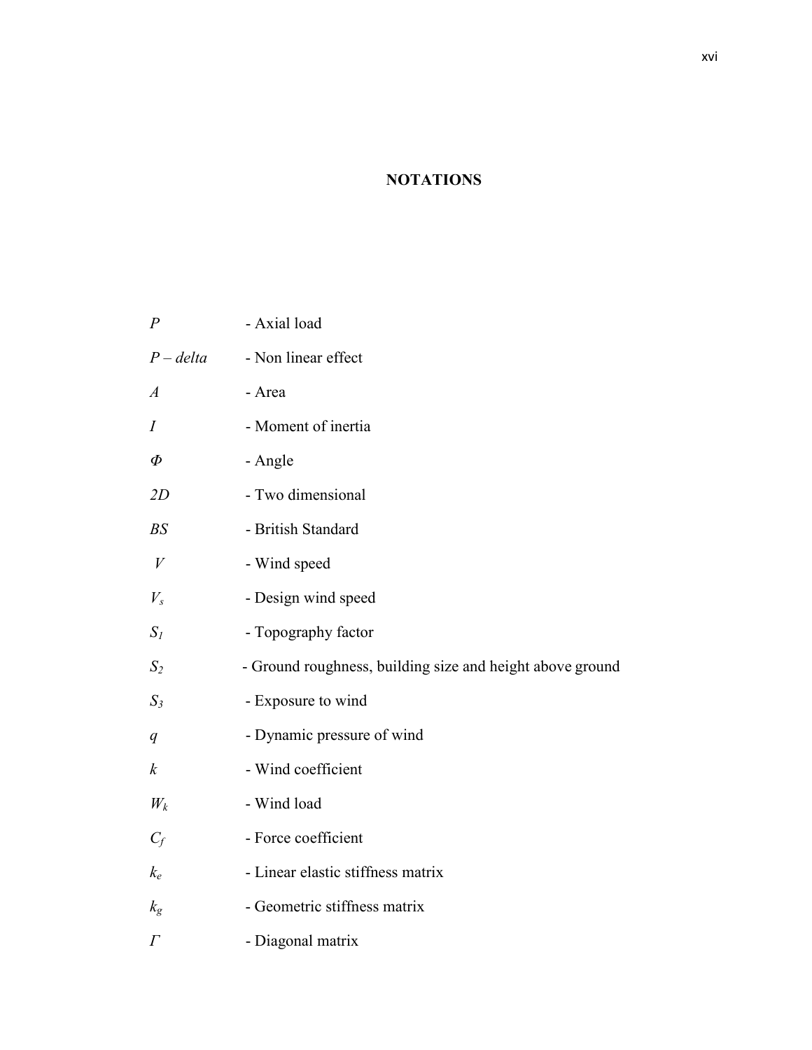# NOTATIONS

| | |
|---|---|
| $P$ | - Axial load |
| $P$ – *delta* | - Non linear effect |
| $A$ | - Area |
| $I$ | - Moment of inertia |
| $\Phi$ | - Angle |
| *2D* | - Two dimensional |
| *BS* | - British Standard |
| $V$ | - Wind speed |
| $V_s$ | - Design wind speed |
| $S_1$ | - Topography factor |
| $S_2$ | - Ground roughness, building size and height above ground |
| $S_3$ | - Exposure to wind |
| $q$ | - Dynamic pressure of wind |
| $k$ | - Wind coefficient |
| $W_k$ | - Wind load |
| $C_f$ | - Force coefficient |
| $k_e$ | - Linear elastic stiffness matrix |
| $k_g$ | - Geometric stiffness matrix |
| $\Gamma$ | - Diagonal matrix |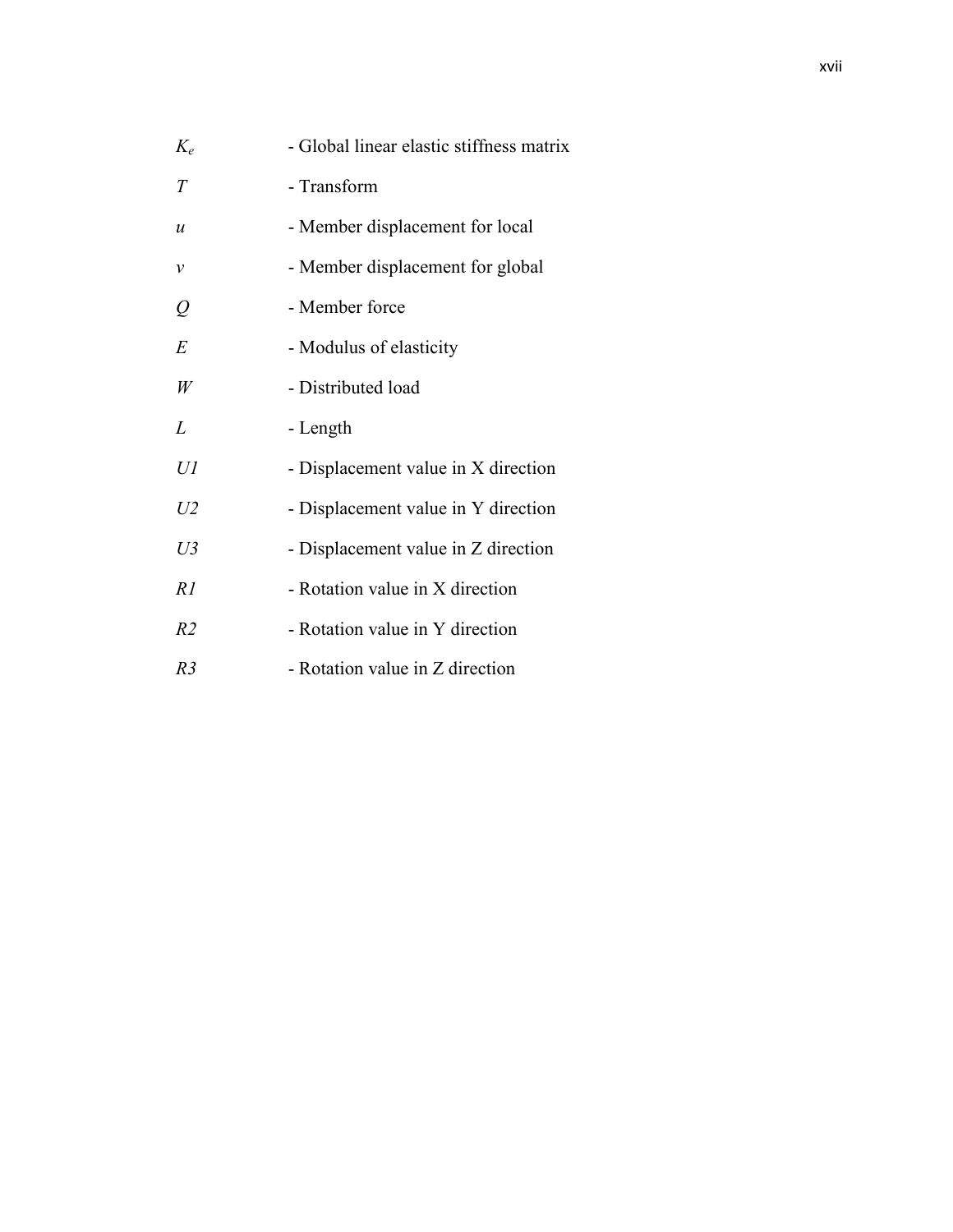| | |
|---|---|
| $K_e$ | - Global linear elastic stiffness matrix |
| $T$ | - Transform |
| $u$ | - Member displacement for local |
| $v$ | - Member displacement for global |
| $Q$ | - Member force |
| $E$ | - Modulus of elasticity |
| $W$ | - Distributed load |
| $L$ | - Length |
| $U1$ | - Displacement value in X direction |
| $U2$ | - Displacement value in Y direction |
| $U3$ | - Displacement value in Z direction |
| $R1$ | - Rotation value in X direction |
| $R2$ | - Rotation value in Y direction |
| $R3$ | - Rotation value in Z direction |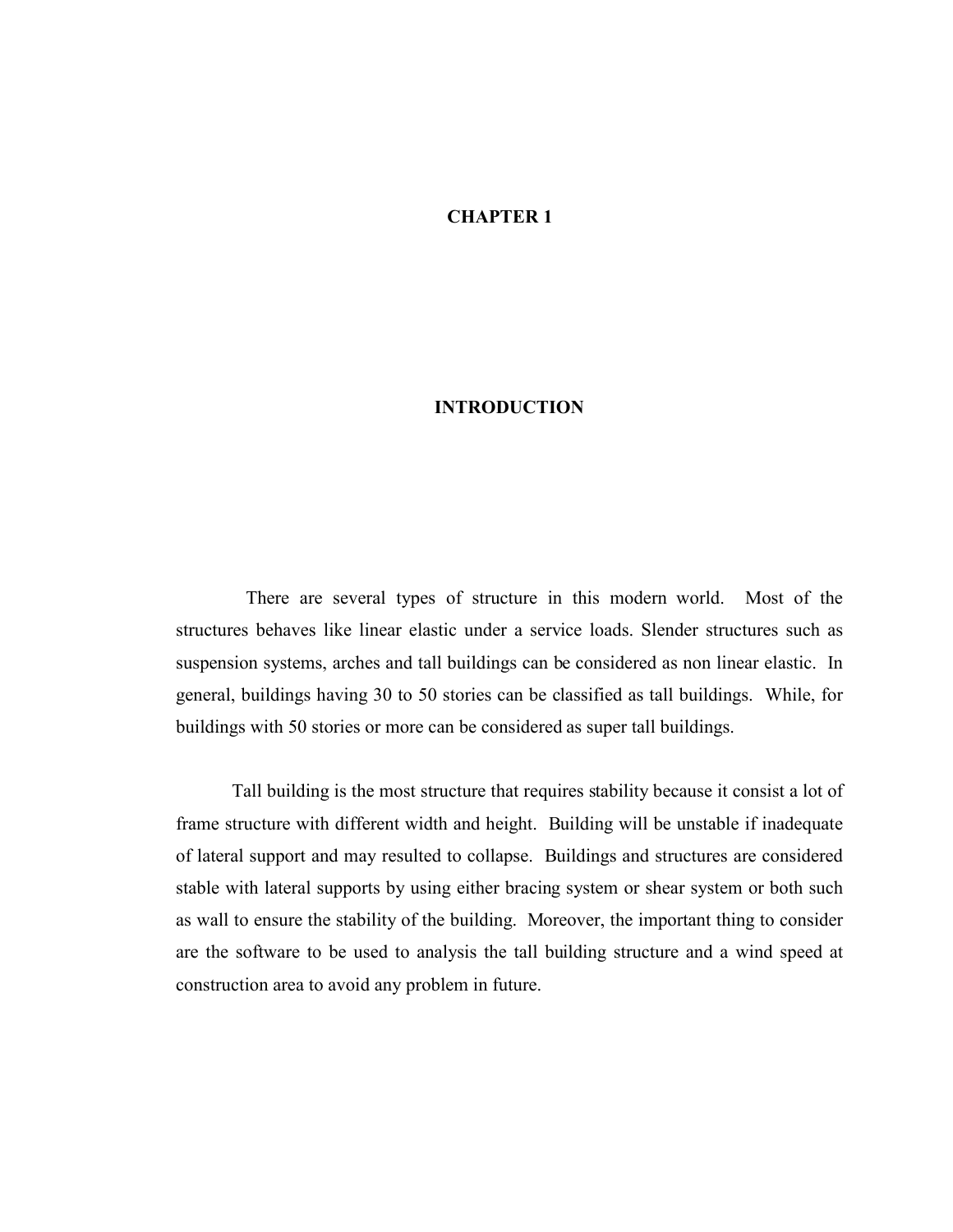# CHAPTER 1

# INTRODUCTION

There are several types of structure in this modern world. Most of the structures behaves like linear elastic under a service loads. Slender structures such as suspension systems, arches and tall buildings can be considered as non linear elastic. In general, buildings having 30 to 50 stories can be classified as tall buildings. While, for buildings with 50 stories or more can be considered as super tall buildings.

Tall building is the most structure that requires stability because it consist a lot of frame structure with different width and height. Building will be unstable if inadequate of lateral support and may resulted to collapse. Buildings and structures are considered stable with lateral supports by using either bracing system or shear system or both such as wall to ensure the stability of the building. Moreover, the important thing to consider are the software to be used to analysis the tall building structure and a wind speed at construction area to avoid any problem in future.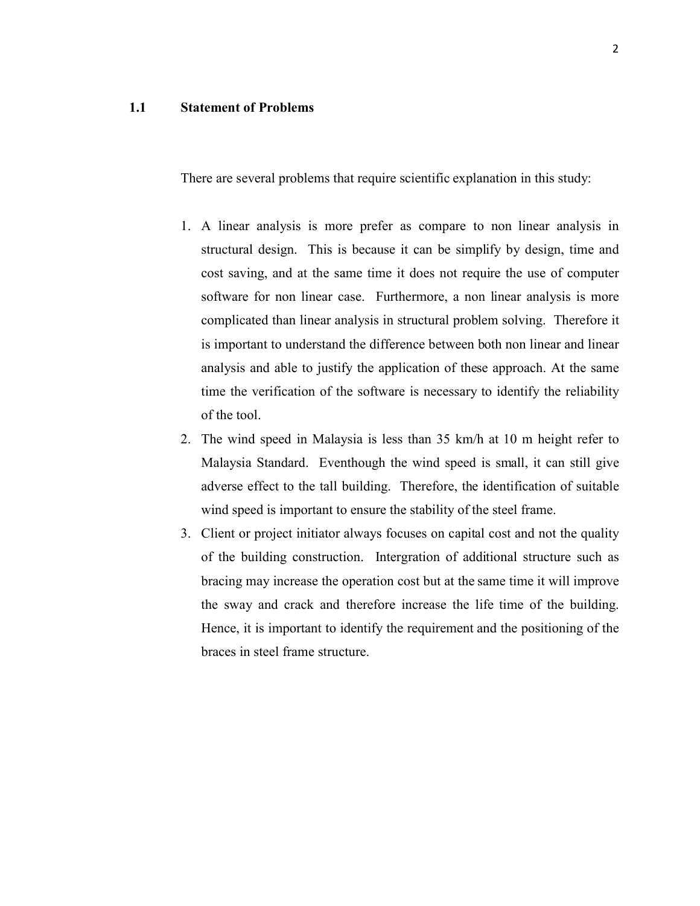## 1.1 Statement of Problems

There are several problems that require scientific explanation in this study:

1. A linear analysis is more prefer as compare to non linear analysis in structural design. This is because it can be simplify by design, time and cost saving, and at the same time it does not require the use of computer software for non linear case. Furthermore, a non linear analysis is more complicated than linear analysis in structural problem solving. Therefore it is important to understand the difference between both non linear and linear analysis and able to justify the application of these approach. At the same time the verification of the software is necessary to identify the reliability of the tool.
2. The wind speed in Malaysia is less than 35 km/h at 10 m height refer to Malaysia Standard. Eventhough the wind speed is small, it can still give adverse effect to the tall building. Therefore, the identification of suitable wind speed is important to ensure the stability of the steel frame.
3. Client or project initiator always focuses on capital cost and not the quality of the building construction. Intergration of additional structure such as bracing may increase the operation cost but at the same time it will improve the sway and crack and therefore increase the life time of the building. Hence, it is important to identify the requirement and the positioning of the braces in steel frame structure.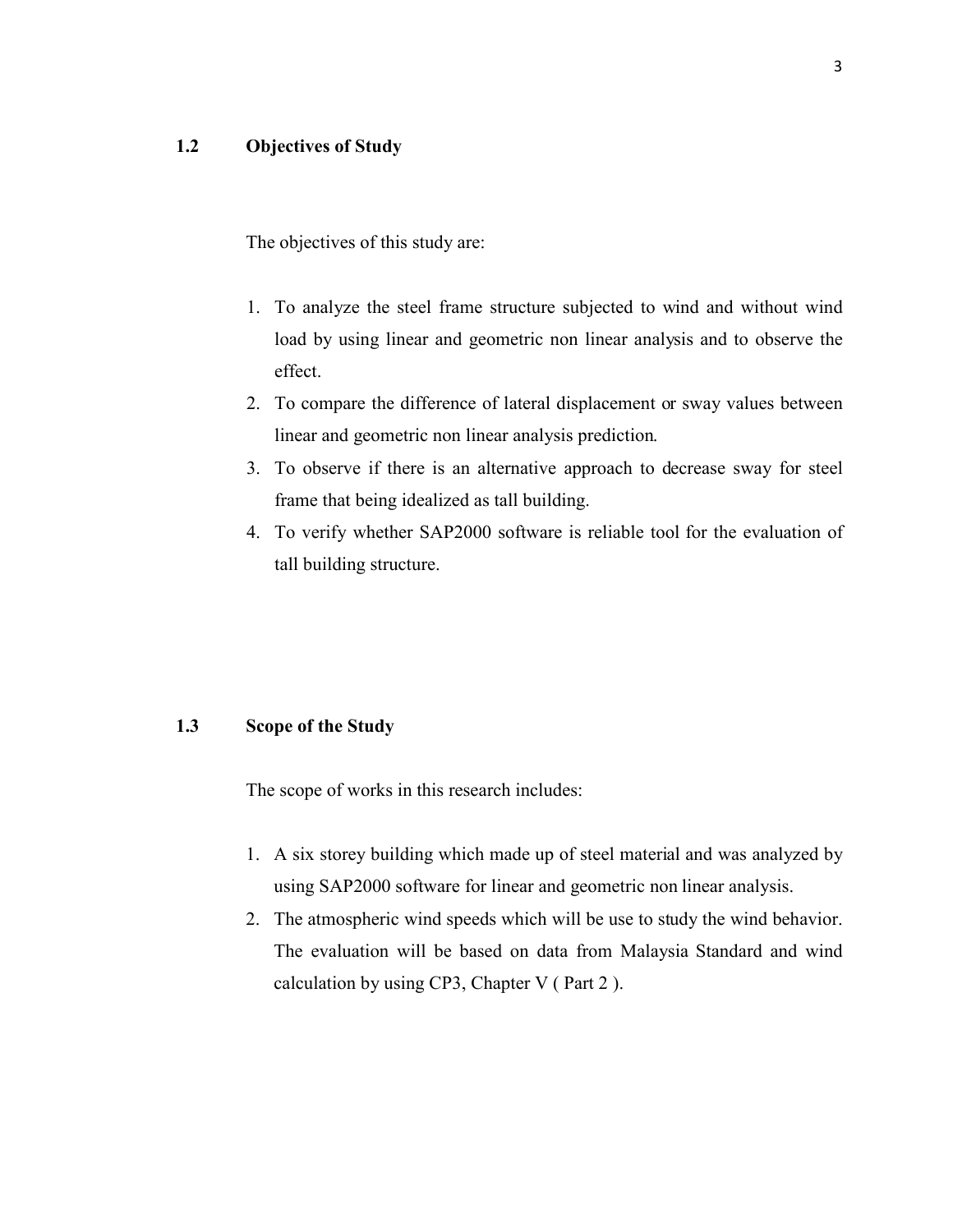## 1.2 Objectives of Study

The objectives of this study are:

1. To analyze the steel frame structure subjected to wind and without wind load by using linear and geometric non linear analysis and to observe the effect.
2. To compare the difference of lateral displacement or sway values between linear and geometric non linear analysis prediction.
3. To observe if there is an alternative approach to decrease sway for steel frame that being idealized as tall building.
4. To verify whether SAP2000 software is reliable tool for the evaluation of tall building structure.

## 1.3 Scope of the Study

The scope of works in this research includes:

1. A six storey building which made up of steel material and was analyzed by using SAP2000 software for linear and geometric non linear analysis.
2. The atmospheric wind speeds which will be use to study the wind behavior. The evaluation will be based on data from Malaysia Standard and wind calculation by using CP3, Chapter V ( Part 2 ).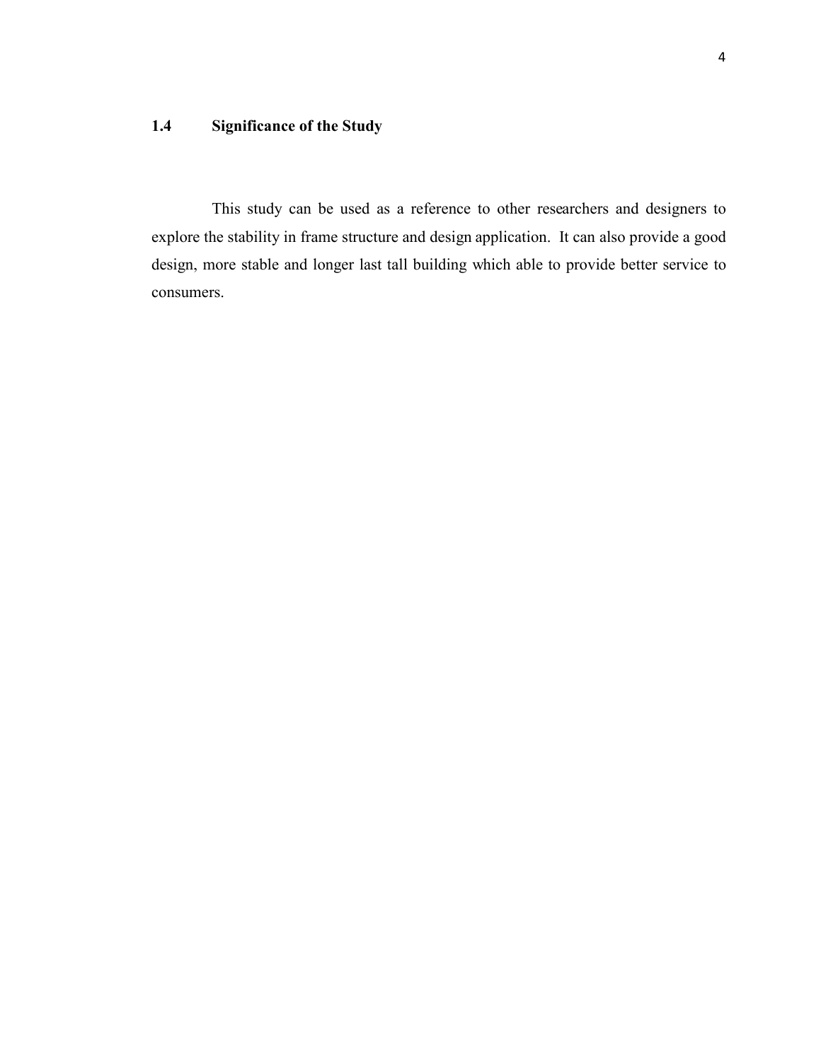## 1.4 Significance of the Study

This study can be used as a reference to other researchers and designers to explore the stability in frame structure and design application. It can also provide a good design, more stable and longer last tall building which able to provide better service to consumers.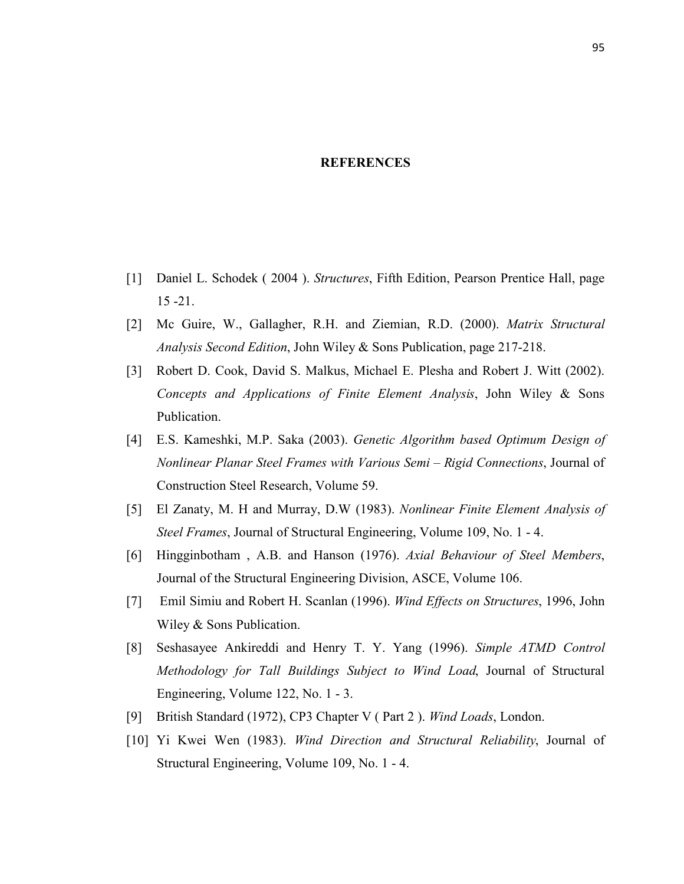## REFERENCES

[1] Daniel L. Schodek ( 2004 ). *Structures*, Fifth Edition, Pearson Prentice Hall, page 15 -21.

[2] Mc Guire, W., Gallagher, R.H. and Ziemian, R.D. (2000). *Matrix Structural Analysis Second Edition*, John Wiley & Sons Publication, page 217-218.

[3] Robert D. Cook, David S. Malkus, Michael E. Plesha and Robert J. Witt (2002). *Concepts and Applications of Finite Element Analysis*, John Wiley & Sons Publication.

[4] E.S. Kameshki, M.P. Saka (2003). *Genetic Algorithm based Optimum Design of Nonlinear Planar Steel Frames with Various Semi – Rigid Connections*, Journal of Construction Steel Research, Volume 59.

[5] El Zanaty, M. H and Murray, D.W (1983). *Nonlinear Finite Element Analysis of Steel Frames*, Journal of Structural Engineering, Volume 109, No. 1 - 4.

[6] Hingginbotham , A.B. and Hanson (1976). *Axial Behaviour of Steel Members*, Journal of the Structural Engineering Division, ASCE, Volume 106.

[7] Emil Simiu and Robert H. Scanlan (1996). *Wind Effects on Structures*, 1996, John Wiley & Sons Publication.

[8] Seshasayee Ankireddi and Henry T. Y. Yang (1996). *Simple ATMD Control Methodology for Tall Buildings Subject to Wind Load*, Journal of Structural Engineering, Volume 122, No. 1 - 3.

[9] British Standard (1972), CP3 Chapter V ( Part 2 ). *Wind Loads*, London.

[10] Yi Kwei Wen (1983). *Wind Direction and Structural Reliability*, Journal of Structural Engineering, Volume 109, No. 1 - 4.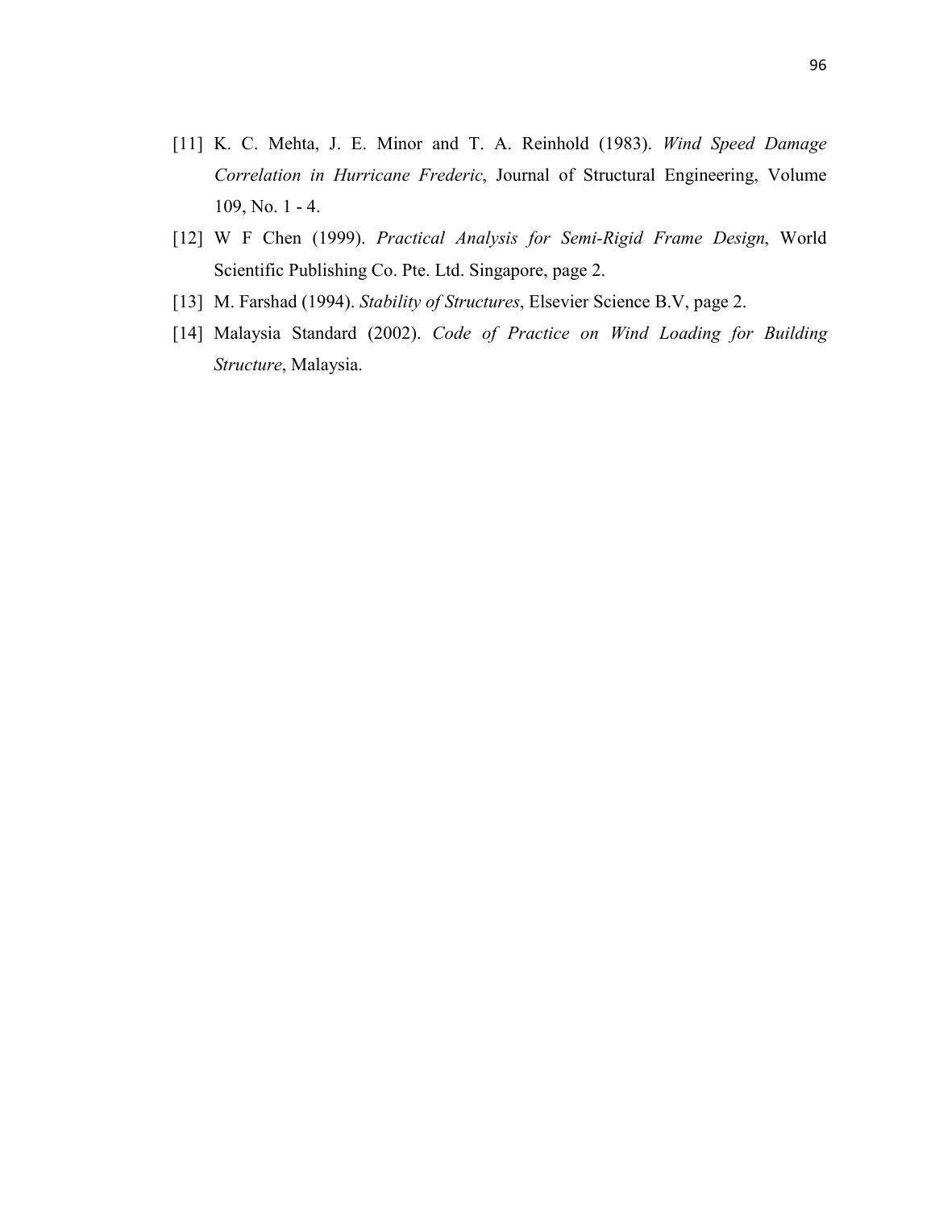[11] K. C. Mehta, J. E. Minor and T. A. Reinhold (1983). *Wind Speed Damage Correlation in Hurricane Frederic*, Journal of Structural Engineering, Volume 109, No. 1 - 4.

[12] W F Chen (1999). *Practical Analysis for Semi-Rigid Frame Design*, World Scientific Publishing Co. Pte. Ltd. Singapore, page 2.

[13] M. Farshad (1994). *Stability of Structures*, Elsevier Science B.V, page 2.

[14] Malaysia Standard (2002). *Code of Practice on Wind Loading for Building Structure*, Malaysia.